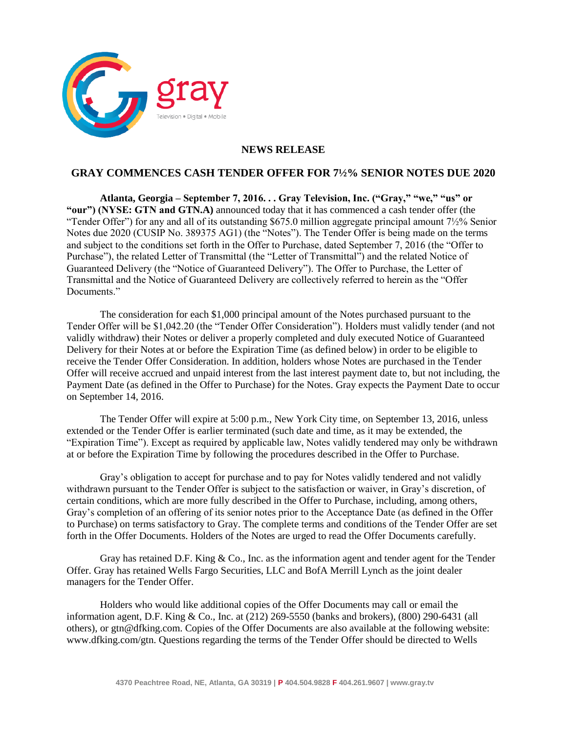gray

Television • Digital • Mobile

**NEWS RELEASE**

## GRAY COMMENCES CASH TENDER OFFER FOR 7½% SENIOR NOTES DUE 2020

**Atlanta, Georgia – September 7, 2016. . . Gray Television, Inc. ("Gray," "we," "us" or "our") (NYSE: GTN and GTN.A)** announced today that it has commenced a cash tender offer (the "Tender Offer") for any and all of its outstanding $675.0 million aggregate principal amount 7½% Senior Notes due 2020 (CUSIP No. 389375 AG1) (the "Notes"). The Tender Offer is being made on the terms and subject to the conditions set forth in the Offer to Purchase, dated September 7, 2016 (the "Offer to Purchase"), the related Letter of Transmittal (the "Letter of Transmittal") and the related Notice of Guaranteed Delivery (the "Notice of Guaranteed Delivery"). The Offer to Purchase, the Letter of Transmittal and the Notice of Guaranteed Delivery are collectively referred to herein as the "Offer Documents."

The consideration for each $1,000 principal amount of the Notes purchased pursuant to the Tender Offer will be $1,042.20 (the "Tender Offer Consideration"). Holders must validly tender (and not validly withdraw) their Notes or deliver a properly completed and duly executed Notice of Guaranteed Delivery for their Notes at or before the Expiration Time (as defined below) in order to be eligible to receive the Tender Offer Consideration. In addition, holders whose Notes are purchased in the Tender Offer will receive accrued and unpaid interest from the last interest payment date to, but not including, the Payment Date (as defined in the Offer to Purchase) for the Notes. Gray expects the Payment Date to occur on September 14, 2016.

The Tender Offer will expire at 5:00 p.m., New York City time, on September 13, 2016, unless extended or the Tender Offer is earlier terminated (such date and time, as it may be extended, the "Expiration Time"). Except as required by applicable law, Notes validly tendered may only be withdrawn at or before the Expiration Time by following the procedures described in the Offer to Purchase.

Gray's obligation to accept for purchase and to pay for Notes validly tendered and not validly withdrawn pursuant to the Tender Offer is subject to the satisfaction or waiver, in Gray's discretion, of certain conditions, which are more fully described in the Offer to Purchase, including, among others, Gray's completion of an offering of its senior notes prior to the Acceptance Date (as defined in the Offer to Purchase) on terms satisfactory to Gray. The complete terms and conditions of the Tender Offer are set forth in the Offer Documents. Holders of the Notes are urged to read the Offer Documents carefully.

Gray has retained D.F. King & Co., Inc. as the information agent and tender agent for the Tender Offer. Gray has retained Wells Fargo Securities, LLC and BofA Merrill Lynch as the joint dealer managers for the Tender Offer.

Holders who would like additional copies of the Offer Documents may call or email the information agent, D.F. King & Co., Inc. at (212) 269-5550 (banks and brokers), (800) 290-6431 (all others), or gtn@dfking.com. Copies of the Offer Documents are also available at the following website: www.dfking.com/gtn. Questions regarding the terms of the Tender Offer should be directed to Wells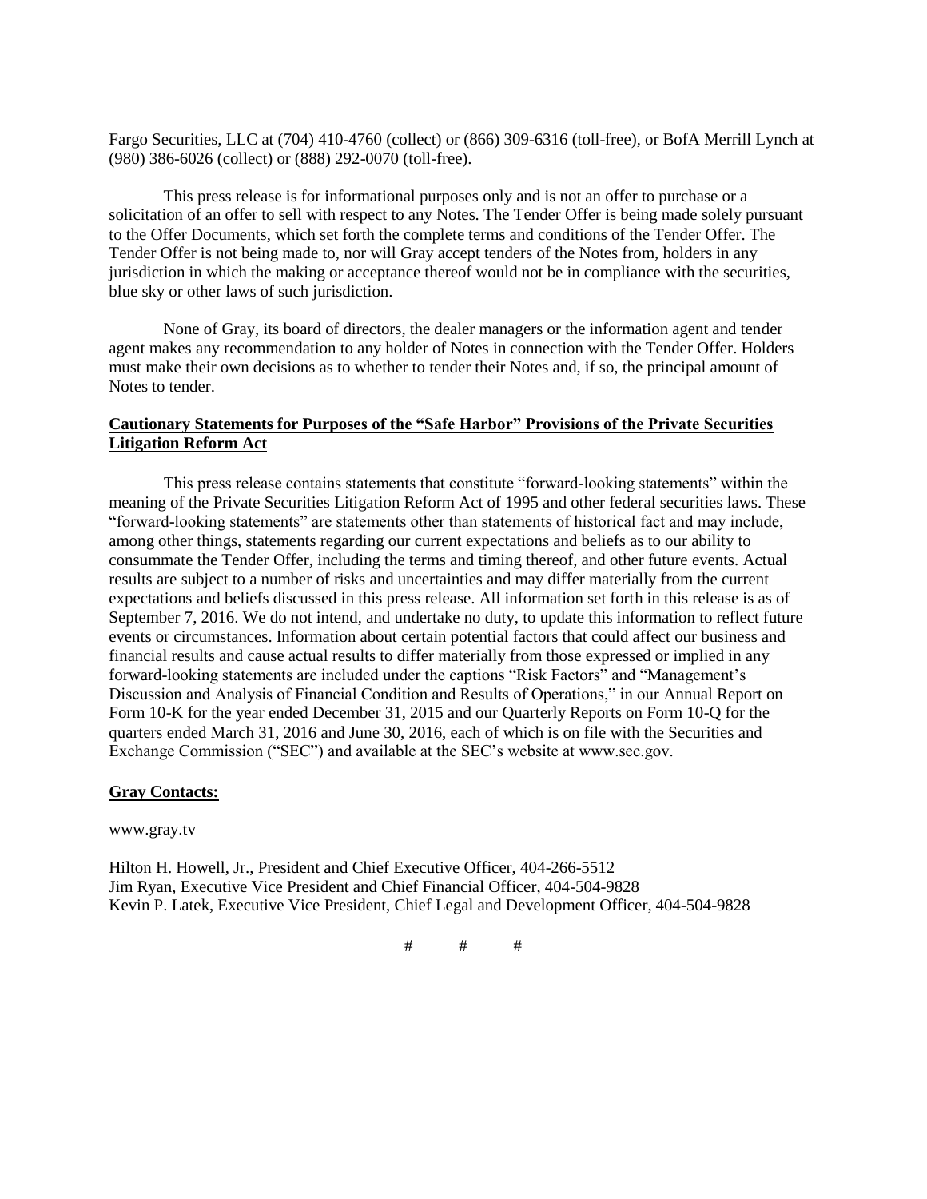Fargo Securities, LLC at (704) 410-4760 (collect) or (866) 309-6316 (toll-free), or BofA Merrill Lynch at (980) 386-6026 (collect) or (888) 292-0070 (toll-free).

This press release is for informational purposes only and is not an offer to purchase or a solicitation of an offer to sell with respect to any Notes. The Tender Offer is being made solely pursuant to the Offer Documents, which set forth the complete terms and conditions of the Tender Offer. The Tender Offer is not being made to, nor will Gray accept tenders of the Notes from, holders in any jurisdiction in which the making or acceptance thereof would not be in compliance with the securities, blue sky or other laws of such jurisdiction.

None of Gray, its board of directors, the dealer managers or the information agent and tender agent makes any recommendation to any holder of Notes in connection with the Tender Offer. Holders must make their own decisions as to whether to tender their Notes and, if so, the principal amount of Notes to tender.

**Cautionary Statements for Purposes of the "Safe Harbor" Provisions of the Private Securities Litigation Reform Act**

This press release contains statements that constitute "forward-looking statements" within the meaning of the Private Securities Litigation Reform Act of 1995 and other federal securities laws. These "forward-looking statements" are statements other than statements of historical fact and may include, among other things, statements regarding our current expectations and beliefs as to our ability to consummate the Tender Offer, including the terms and timing thereof, and other future events. Actual results are subject to a number of risks and uncertainties and may differ materially from the current expectations and beliefs discussed in this press release. All information set forth in this release is as of September 7, 2016. We do not intend, and undertake no duty, to update this information to reflect future events or circumstances. Information about certain potential factors that could affect our business and financial results and cause actual results to differ materially from those expressed or implied in any forward-looking statements are included under the captions "Risk Factors" and "Management's Discussion and Analysis of Financial Condition and Results of Operations," in our Annual Report on Form 10-K for the year ended December 31, 2015 and our Quarterly Reports on Form 10-Q for the quarters ended March 31, 2016 and June 30, 2016, each of which is on file with the Securities and Exchange Commission ("SEC") and available at the SEC's website at www.sec.gov.

**Gray Contacts:**

www.gray.tv

Hilton H. Howell, Jr., President and Chief Executive Officer, 404-266-5512
Jim Ryan, Executive Vice President and Chief Financial Officer, 404-504-9828
Kevin P. Latek, Executive Vice President, Chief Legal and Development Officer, 404-504-9828

# # #